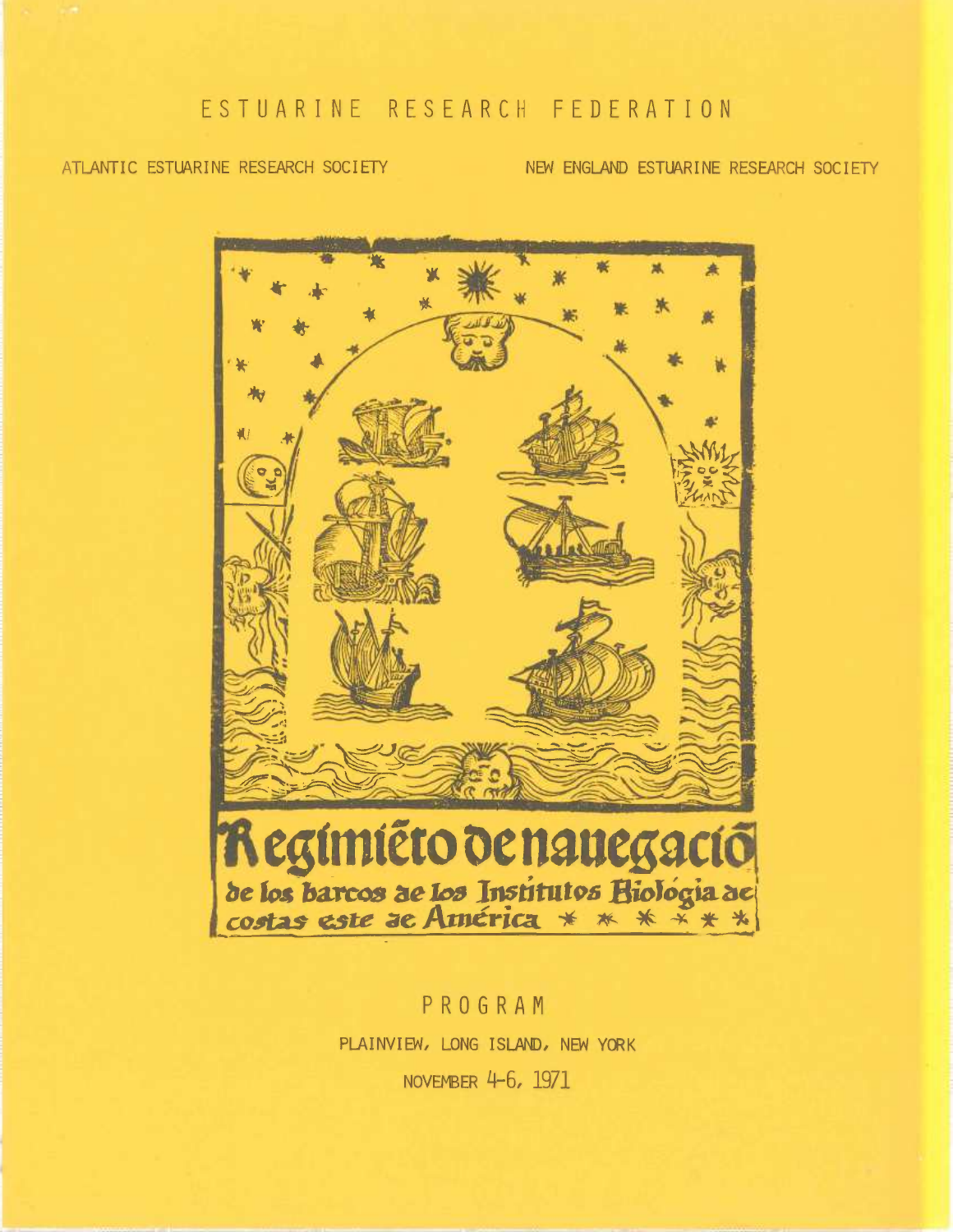# ESTUARINE RESEARCH FEDERATION

ATLANTIC ESTUARINE RESEARCH SOCIETY

NEW ENGLAND ESTUARINE RESEARCH SOCIETY

**Regimiẽto de nauegaciõ**

de los barcos de los Institutos Biológia de costas este de América * * * * * *

## PROGRAM

PLAINVIEW, LONG ISLAND, NEW YORK

NOVEMBER 4-6, 1971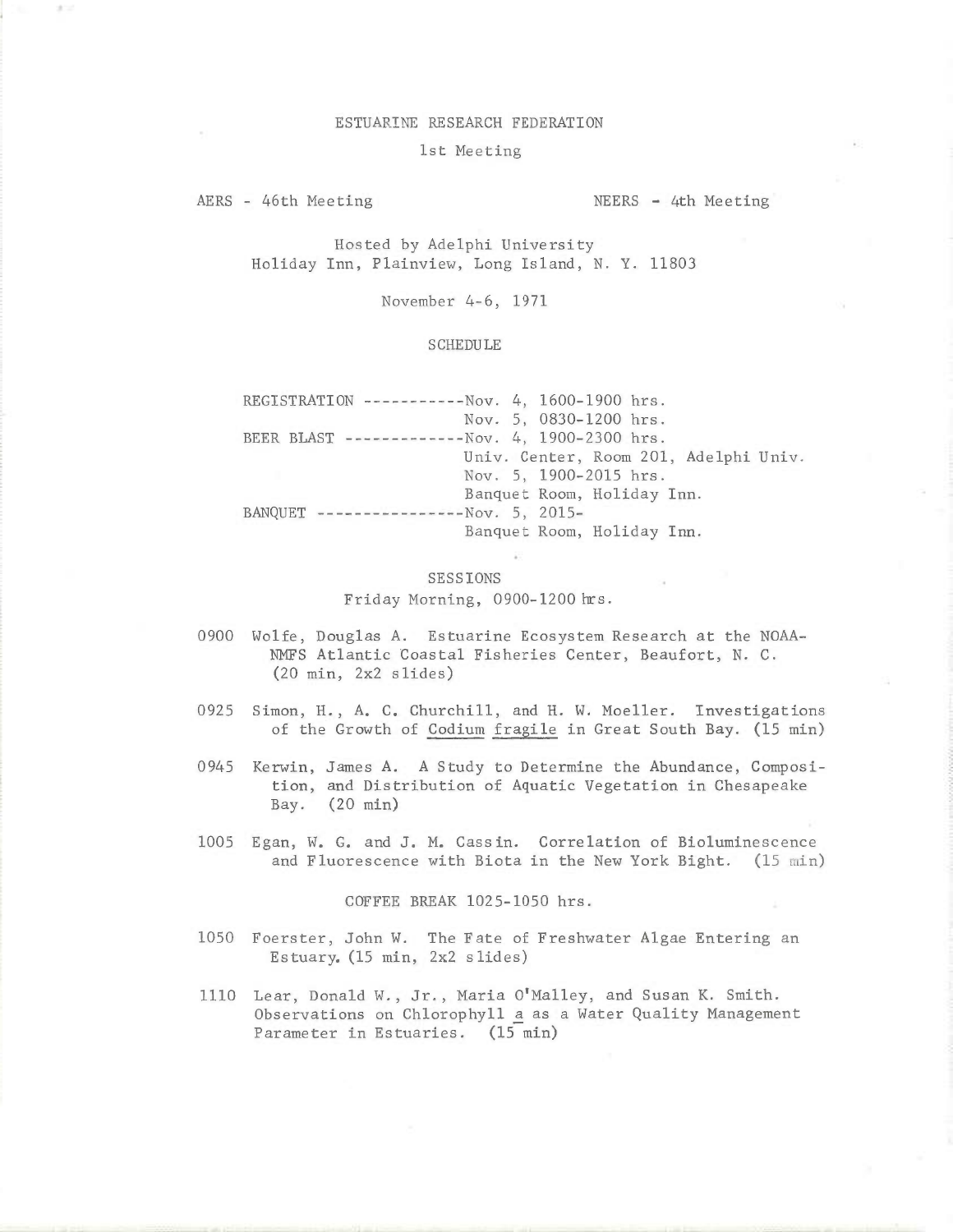# ESTUARINE RESEARCH FEDERATION

## 1st Meeting

AERS - 46th Meeting NEERS - 4th Meeting

Hosted by Adelphi University
Holiday Inn, Plainview, Long Island, N. Y. 11803

November 4-6, 1971

### SCHEDULE

REGISTRATION -----------Nov. 4, 1600-1900 hrs.
Nov. 5, 0830-1200 hrs.

BEER BLAST ------------Nov. 4, 1900-2300 hrs.
Univ. Center, Room 201, Adelphi Univ.
Nov. 5, 1900-2015 hrs.
Banquet Room, Holiday Inn.

BANQUET ----------------Nov. 5, 2015-
Banquet Room, Holiday Inn.

### SESSIONS

Friday Morning, 0900-1200 hrs.

0900 Wolfe, Douglas A. Estuarine Ecosystem Research at the NOAA-NMFS Atlantic Coastal Fisheries Center, Beaufort, N. C. (20 min, 2x2 slides)

0925 Simon, H., A. C. Churchill, and H. W. Moeller. Investigations of the Growth of *Codium fragile* in Great South Bay. (15 min)

0945 Kerwin, James A. A Study to Determine the Abundance, Composition, and Distribution of Aquatic Vegetation in Chesapeake Bay. (20 min)

1005 Egan, W. G. and J. M. Cassin. Correlation of Bioluminescence and Fluorescence with Biota in the New York Bight. (15 min)

COFFEE BREAK 1025-1050 hrs.

1050 Foerster, John W. The Fate of Freshwater Algae Entering an Estuary. (15 min, 2x2 slides)

1110 Lear, Donald W., Jr., Maria O'Malley, and Susan K. Smith. Observations on Chlorophyll *a* as a Water Quality Management Parameter in Estuaries. (15 min)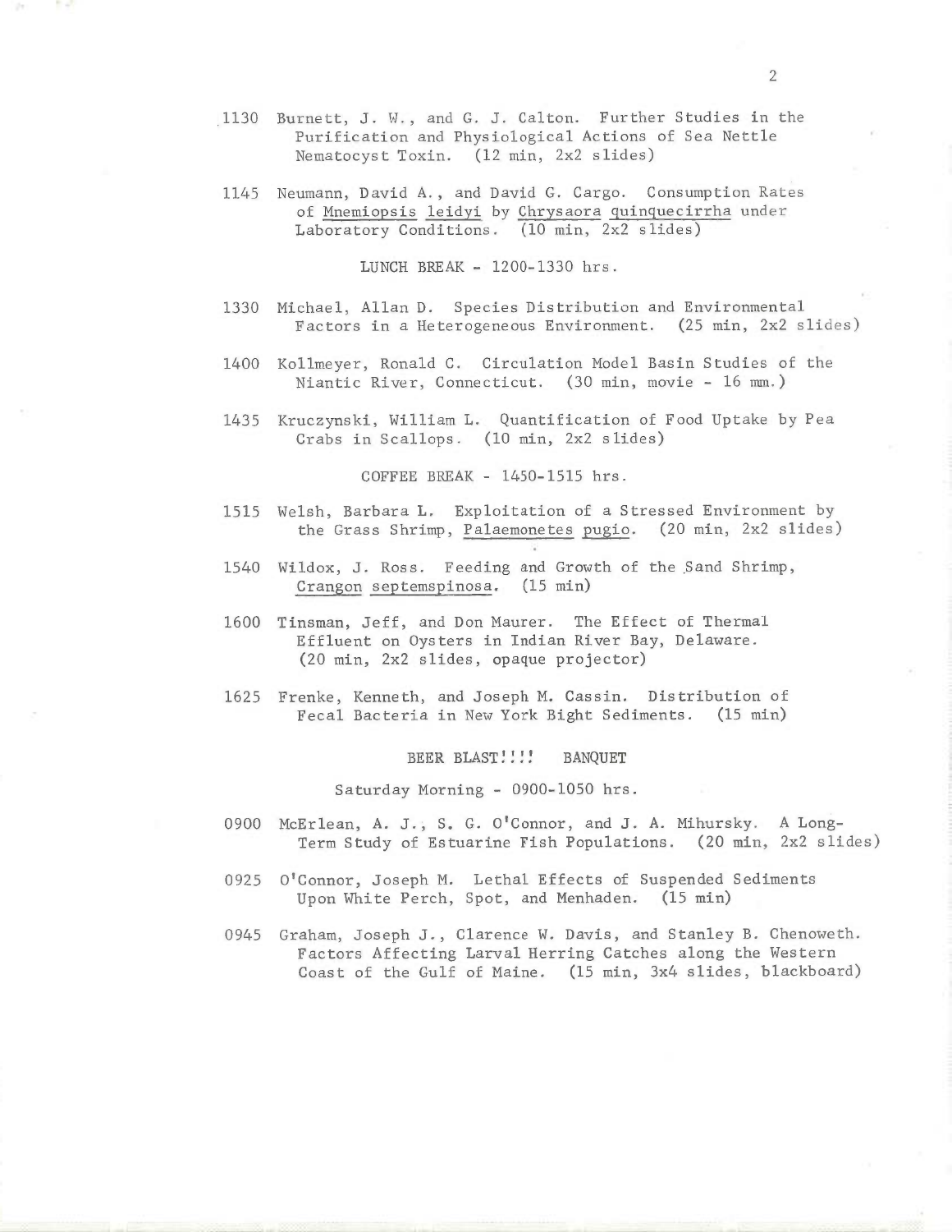1130 Burnett, J. W., and G. J. Calton. Further Studies in the Purification and Physiological Actions of Sea Nettle Nematocyst Toxin. (12 min, 2x2 slides)

1145 Neumann, David A., and David G. Cargo. Consumption Rates of Mnemiopsis leidyi by Chrysaora quinquecirrha under Laboratory Conditions. (10 min, 2x2 slides)

LUNCH BREAK - 1200-1330 hrs.

1330 Michael, Allan D. Species Distribution and Environmental Factors in a Heterogeneous Environment. (25 min, 2x2 slides)

1400 Kollmeyer, Ronald C. Circulation Model Basin Studies of the Niantic River, Connecticut. (30 min, movie - 16 mm.)

1435 Kruczynski, William L. Quantification of Food Uptake by Pea Crabs in Scallops. (10 min, 2x2 slides)

COFFEE BREAK - 1450-1515 hrs.

1515 Welsh, Barbara L. Exploitation of a Stressed Environment by the Grass Shrimp, Palaemonetes pugio. (20 min, 2x2 slides)

1540 Wildox, J. Ross. Feeding and Growth of the Sand Shrimp, Crangon septemspinosa. (15 min)

1600 Tinsman, Jeff, and Don Maurer. The Effect of Thermal Effluent on Oysters in Indian River Bay, Delaware. (20 min, 2x2 slides, opaque projector)

1625 Frenke, Kenneth, and Joseph M. Cassin. Distribution of Fecal Bacteria in New York Bight Sediments. (15 min)

BEER BLAST!!!! BANQUET

Saturday Morning - 0900-1050 hrs.

0900 McErlean, A. J., S. G. O'Connor, and J. A. Mihursky. A Long-Term Study of Estuarine Fish Populations. (20 min, 2x2 slides)

0925 O'Connor, Joseph M. Lethal Effects of Suspended Sediments Upon White Perch, Spot, and Menhaden. (15 min)

0945 Graham, Joseph J., Clarence W. Davis, and Stanley B. Chenoweth. Factors Affecting Larval Herring Catches along the Western Coast of the Gulf of Maine. (15 min, 3x4 slides, blackboard)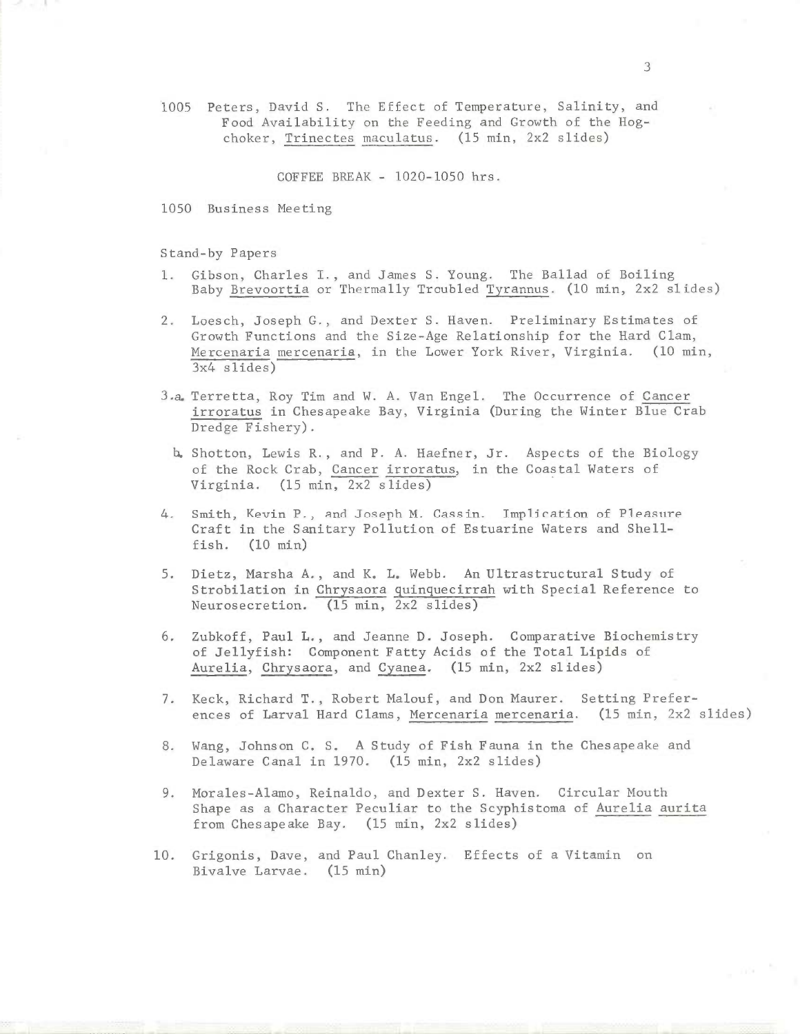1005 Peters, David S. The Effect of Temperature, Salinity, and Food Availability on the Feeding and Growth of the Hogchoker, Trinectes maculatus. (15 min, 2x2 slides)

COFFEE BREAK - 1020-1050 hrs.

1050 Business Meeting

Stand-by Papers

1. Gibson, Charles I., and James S. Young. The Ballad of Boiling Baby Brevoortia or Thermally Troubled Tyrannus. (10 min, 2x2 slides)

2. Loesch, Joseph G., and Dexter S. Haven. Preliminary Estimates of Growth Functions and the Size-Age Relationship for the Hard Clam, Mercenaria mercenaria, in the Lower York River, Virginia. (10 min, 3x4 slides)

3.a. Terretta, Roy Tim and W. A. Van Engel. The Occurrence of Cancer irroratus in Chesapeake Bay, Virginia (During the Winter Blue Crab Dredge Fishery).

b. Shotton, Lewis R., and P. A. Haefner, Jr. Aspects of the Biology of the Rock Crab, Cancer irroratus, in the Coastal Waters of Virginia. (15 min, 2x2 slides)

4. Smith, Kevin P., and Joseph M. Cassin. Implication of Pleasure Craft in the Sanitary Pollution of Estuarine Waters and Shellfish. (10 min)

5. Dietz, Marsha A., and K. L. Webb. An Ultrastructural Study of Strobilation in Chrysaora quinquecirrah with Special Reference to Neurosecretion. (15 min, 2x2 slides)

6. Zubkoff, Paul L., and Jeanne D. Joseph. Comparative Biochemistry of Jellyfish: Component Fatty Acids of the Total Lipids of Aurelia, Chrysaora, and Cyanea. (15 min, 2x2 slides)

7. Keck, Richard T., Robert Malouf, and Don Maurer. Setting Preferences of Larval Hard Clams, Mercenaria mercenaria. (15 min, 2x2 slides)

8. Wang, Johnson C. S. A Study of Fish Fauna in the Chesapeake and Delaware Canal in 1970. (15 min, 2x2 slides)

9. Morales-Alamo, Reinaldo, and Dexter S. Haven. Circular Mouth Shape as a Character Peculiar to the Scyphistoma of Aurelia aurita from Chesapeake Bay. (15 min, 2x2 slides)

10. Grigonis, Dave, and Paul Chanley. Effects of a Vitamin on Bivalve Larvae. (15 min)